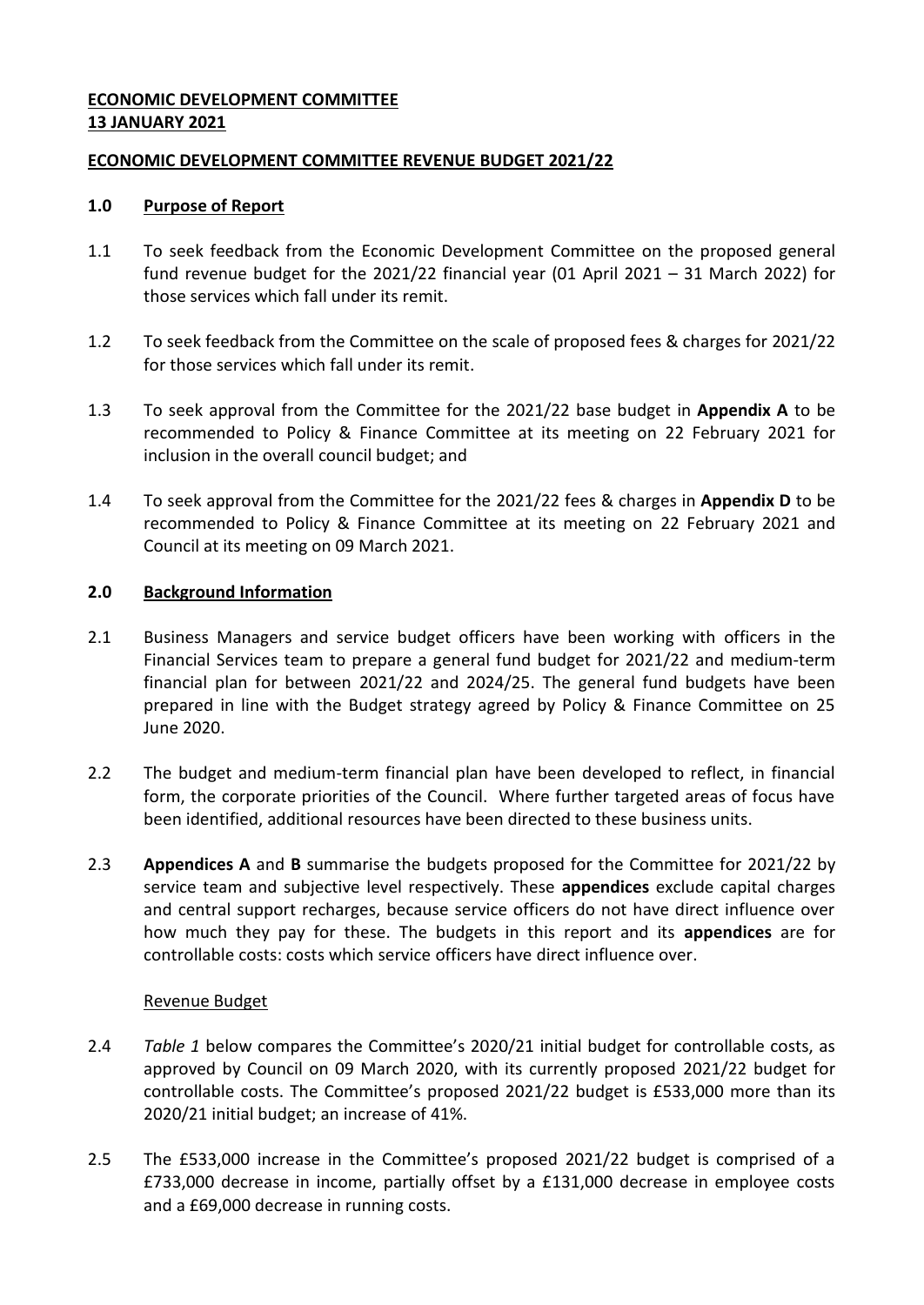**ECONOMIC DEVELOPMENT COMMITTEE**
**13 JANUARY 2021**

**ECONOMIC DEVELOPMENT COMMITTEE REVENUE BUDGET 2021/22**

## 1.0 Purpose of Report

1.1 To seek feedback from the Economic Development Committee on the proposed general fund revenue budget for the 2021/22 financial year (01 April 2021 – 31 March 2022) for those services which fall under its remit.

1.2 To seek feedback from the Committee on the scale of proposed fees & charges for 2021/22 for those services which fall under its remit.

1.3 To seek approval from the Committee for the 2021/22 base budget in **Appendix A** to be recommended to Policy & Finance Committee at its meeting on 22 February 2021 for inclusion in the overall council budget; and

1.4 To seek approval from the Committee for the 2021/22 fees & charges in **Appendix D** to be recommended to Policy & Finance Committee at its meeting on 22 February 2021 and Council at its meeting on 09 March 2021.

## 2.0 Background Information

2.1 Business Managers and service budget officers have been working with officers in the Financial Services team to prepare a general fund budget for 2021/22 and medium-term financial plan for between 2021/22 and 2024/25. The general fund budgets have been prepared in line with the Budget strategy agreed by Policy & Finance Committee on 25 June 2020.

2.2 The budget and medium-term financial plan have been developed to reflect, in financial form, the corporate priorities of the Council. Where further targeted areas of focus have been identified, additional resources have been directed to these business units.

2.3 **Appendices A** and **B** summarise the budgets proposed for the Committee for 2021/22 by service team and subjective level respectively. These **appendices** exclude capital charges and central support recharges, because service officers do not have direct influence over how much they pay for these. The budgets in this report and its **appendices** are for controllable costs: costs which service officers have direct influence over.

Revenue Budget

2.4 *Table 1* below compares the Committee's 2020/21 initial budget for controllable costs, as approved by Council on 09 March 2020, with its currently proposed 2021/22 budget for controllable costs. The Committee's proposed 2021/22 budget is £533,000 more than its 2020/21 initial budget; an increase of 41%.

2.5 The £533,000 increase in the Committee's proposed 2021/22 budget is comprised of a £733,000 decrease in income, partially offset by a £131,000 decrease in employee costs and a £69,000 decrease in running costs.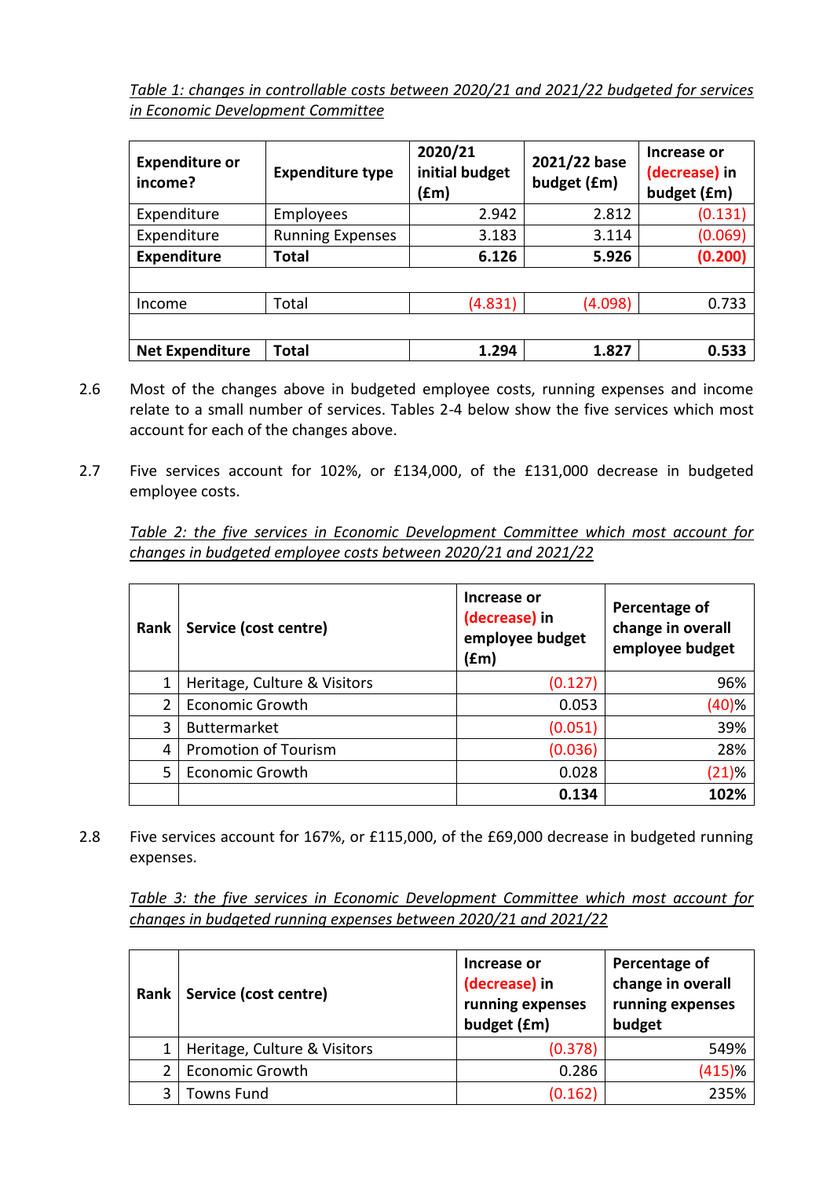*Table 1: changes in controllable costs between 2020/21 and 2021/22 budgeted for services in Economic Development Committee*

| Expenditure or income? | Expenditure type | 2020/21 initial budget (£m) | 2021/22 base budget (£m) | Increase or (decrease) in budget (£m) |
|---|---|---|---|---|
| Expenditure | Employees | 2.942 | 2.812 | (0.131) |
| Expenditure | Running Expenses | 3.183 | 3.114 | (0.069) |
| **Expenditure** | **Total** | **6.126** | **5.926** | **(0.200)** |
| | | | | |
| Income | Total | (4.831) | (4.098) | 0.733 |
| | | | | |
| **Net Expenditure** | **Total** | **1.294** | **1.827** | **0.533** |

2.6 Most of the changes above in budgeted employee costs, running expenses and income relate to a small number of services. Tables 2-4 below show the five services which most account for each of the changes above.

2.7 Five services account for 102%, or £134,000, of the £131,000 decrease in budgeted employee costs.

*Table 2: the five services in Economic Development Committee which most account for changes in budgeted employee costs between 2020/21 and 2021/22*

| Rank | Service (cost centre) | Increase or (decrease) in employee budget (£m) | Percentage of change in overall employee budget |
|---|---|---|---|
| 1 | Heritage, Culture & Visitors | (0.127) | 96% |
| 2 | Economic Growth | 0.053 | (40)% |
| 3 | Buttermarket | (0.051) | 39% |
| 4 | Promotion of Tourism | (0.036) | 28% |
| 5 | Economic Growth | 0.028 | (21)% |
| | | **0.134** | **102%** |

2.8 Five services account for 167%, or £115,000, of the £69,000 decrease in budgeted running expenses.

*Table 3: the five services in Economic Development Committee which most account for changes in budgeted running expenses between 2020/21 and 2021/22*

| Rank | Service (cost centre) | Increase or (decrease) in running expenses budget (£m) | Percentage of change in overall running expenses budget |
|---|---|---|---|
| 1 | Heritage, Culture & Visitors | (0.378) | 549% |
| 2 | Economic Growth | 0.286 | (415)% |
| 3 | Towns Fund | (0.162) | 235% |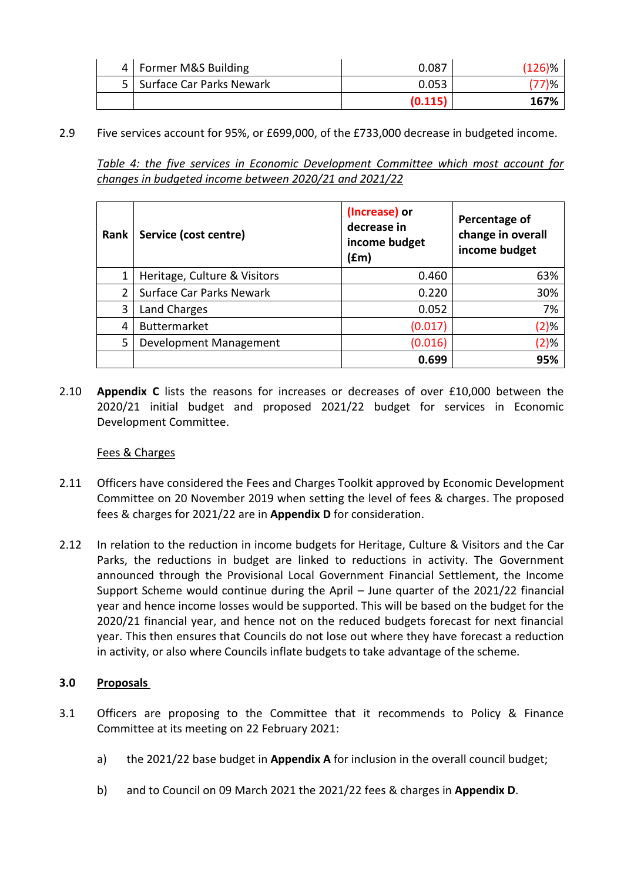| 4 | Former M&S Building | 0.087 | (126)% |
|---|---|---|---|
| 5 | Surface Car Parks Newark | 0.053 | (77)% |
| | | **(0.115)** | **167%** |

2.9 Five services account for 95%, or £699,000, of the £733,000 decrease in budgeted income.

*Table 4: the five services in Economic Development Committee which most account for changes in budgeted income between 2020/21 and 2021/22*

| Rank | Service (cost centre) | (Increase) or decrease in income budget (£m) | Percentage of change in overall income budget |
|---|---|---|---|
| 1 | Heritage, Culture & Visitors | 0.460 | 63% |
| 2 | Surface Car Parks Newark | 0.220 | 30% |
| 3 | Land Charges | 0.052 | 7% |
| 4 | Buttermarket | (0.017) | (2)% |
| 5 | Development Management | (0.016) | (2)% |
| | | **0.699** | **95%** |

2.10 **Appendix C** lists the reasons for increases or decreases of over £10,000 between the 2020/21 initial budget and proposed 2021/22 budget for services in Economic Development Committee.

Fees & Charges

2.11 Officers have considered the Fees and Charges Toolkit approved by Economic Development Committee on 20 November 2019 when setting the level of fees & charges. The proposed fees & charges for 2021/22 are in **Appendix D** for consideration.

2.12 In relation to the reduction in income budgets for Heritage, Culture & Visitors and the Car Parks, the reductions in budget are linked to reductions in activity. The Government announced through the Provisional Local Government Financial Settlement, the Income Support Scheme would continue during the April – June quarter of the 2021/22 financial year and hence income losses would be supported. This will be based on the budget for the 2020/21 financial year, and hence not on the reduced budgets forecast for next financial year. This then ensures that Councils do not lose out where they have forecast a reduction in activity, or also where Councils inflate budgets to take advantage of the scheme.

## 3.0 Proposals

3.1 Officers are proposing to the Committee that it recommends to Policy & Finance Committee at its meeting on 22 February 2021:

a) the 2021/22 base budget in **Appendix A** for inclusion in the overall council budget;

b) and to Council on 09 March 2021 the 2021/22 fees & charges in **Appendix D**.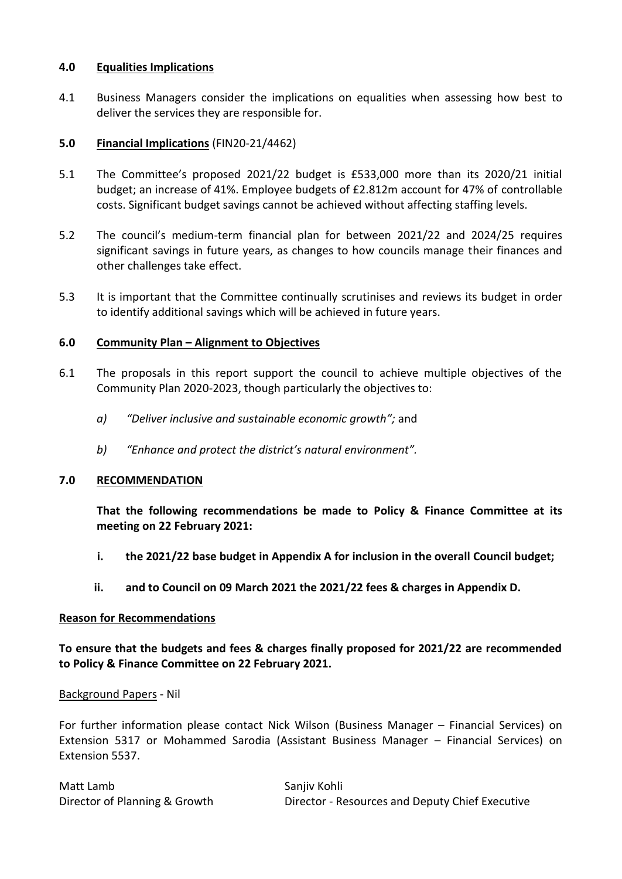## 4.0 Equalities Implications

4.1 Business Managers consider the implications on equalities when assessing how best to deliver the services they are responsible for.

## 5.0 Financial Implications (FIN20-21/4462)

5.1 The Committee's proposed 2021/22 budget is £533,000 more than its 2020/21 initial budget; an increase of 41%. Employee budgets of £2.812m account for 47% of controllable costs. Significant budget savings cannot be achieved without affecting staffing levels.

5.2 The council's medium-term financial plan for between 2021/22 and 2024/25 requires significant savings in future years, as changes to how councils manage their finances and other challenges take effect.

5.3 It is important that the Committee continually scrutinises and reviews its budget in order to identify additional savings which will be achieved in future years.

## 6.0 Community Plan – Alignment to Objectives

6.1 The proposals in this report support the council to achieve multiple objectives of the Community Plan 2020-2023, though particularly the objectives to:

*a) "Deliver inclusive and sustainable economic growth";* and

*b) "Enhance and protect the district's natural environment".*

## 7.0 RECOMMENDATION

**That the following recommendations be made to Policy & Finance Committee at its meeting on 22 February 2021:**

**i. the 2021/22 base budget in Appendix A for inclusion in the overall Council budget;**

**ii. and to Council on 09 March 2021 the 2021/22 fees & charges in Appendix D.**

**Reason for Recommendations**

**To ensure that the budgets and fees & charges finally proposed for 2021/22 are recommended to Policy & Finance Committee on 22 February 2021.**

Background Papers - Nil

For further information please contact Nick Wilson (Business Manager – Financial Services) on Extension 5317 or Mohammed Sarodia (Assistant Business Manager – Financial Services) on Extension 5537.

Matt Lamb
Director of Planning & Growth

Sanjiv Kohli
Director - Resources and Deputy Chief Executive